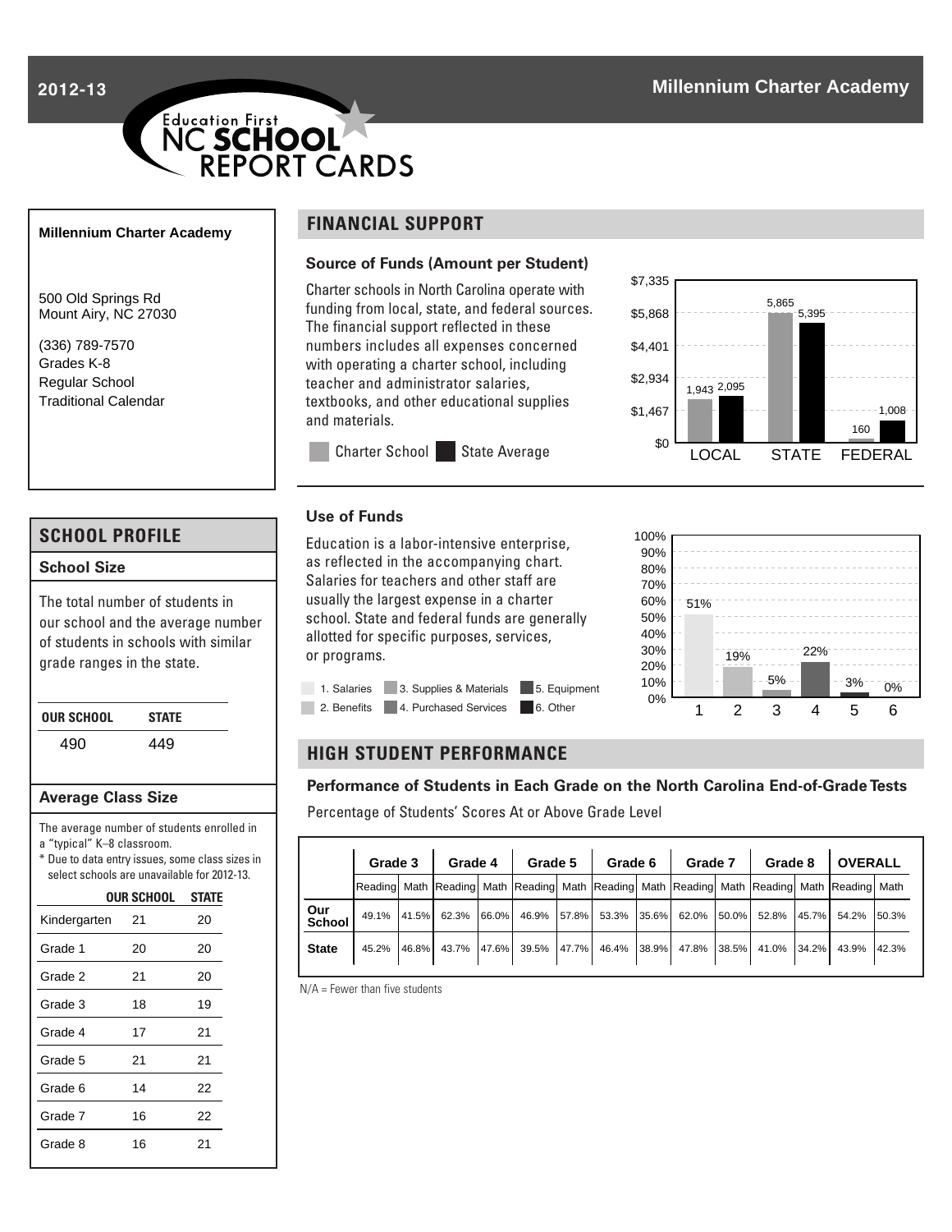2012-13 **Millennium Charter Academy**

Education First NC SCHOOL REPORT CARDS

**Millennium Charter Academy**

500 Old Springs Rd
Mount Airy, NC 27030

(336) 789-7570
Grades K-8
Regular School
Traditional Calendar

## SCHOOL PROFILE

### School Size

The total number of students in our school and the average number of students in schools with similar grade ranges in the state.

| OUR SCHOOL | STATE |
|---|---|
| 490 | 449 |

### Average Class Size

The average number of students enrolled in a "typical" K–8 classroom.

\* Due to data entry issues, some class sizes in select schools are unavailable for 2012-13.

| | OUR SCHOOL | STATE |
|---|---|---|
| Kindergarten | 21 | 20 |
| Grade 1 | 20 | 20 |
| Grade 2 | 21 | 20 |
| Grade 3 | 18 | 19 |
| Grade 4 | 17 | 21 |
| Grade 5 | 21 | 21 |
| Grade 6 | 14 | 22 |
| Grade 7 | 16 | 22 |
| Grade 8 | 16 | 21 |

## FINANCIAL SUPPORT

### Source of Funds (Amount per Student)

Charter schools in North Carolina operate with funding from local, state, and federal sources. The financial support reflected in these numbers includes all expenses concerned with operating a charter school, including teacher and administrator salaries, textbooks, and other educational supplies and materials.

| | Charter School | State Average |
|---|---|---|
| LOCAL | 1,943 | 2,095 |
| STATE | 5,865 | 5,395 |
| FEDERAL | 160 | 1,008 |

### Use of Funds

Education is a labor-intensive enterprise, as reflected in the accompanying chart. Salaries for teachers and other staff are usually the largest expense in a charter school. State and federal funds are generally allotted for specific purposes, services, or programs.

| Category | Percent |
|---|---|
| 1. Salaries | 51% |
| 2. Benefits | 19% |
| 3. Supplies & Materials | 5% |
| 4. Purchased Services | 22% |
| 5. Equipment | 3% |
| 6. Other | 0% |

## HIGH STUDENT PERFORMANCE

### Performance of Students in Each Grade on the North Carolina End-of-Grade Tests

Percentage of Students' Scores At or Above Grade Level

| | Grade 3 | | Grade 4 | | Grade 5 | | Grade 6 | | Grade 7 | | Grade 8 | | OVERALL | |
|---|---|---|---|---|---|---|---|---|---|---|---|---|---|---|
| | Reading | Math | Reading | Math | Reading | Math | Reading | Math | Reading | Math | Reading | Math | Reading | Math |
| Our School | 49.1% | 41.5% | 62.3% | 66.0% | 46.9% | 57.8% | 53.3% | 35.6% | 62.0% | 50.0% | 52.8% | 45.7% | 54.2% | 50.3% |
| State | 45.2% | 46.8% | 43.7% | 47.6% | 39.5% | 47.7% | 46.4% | 38.9% | 47.8% | 38.5% | 41.0% | 34.2% | 43.9% | 42.3% |

N/A = Fewer than five students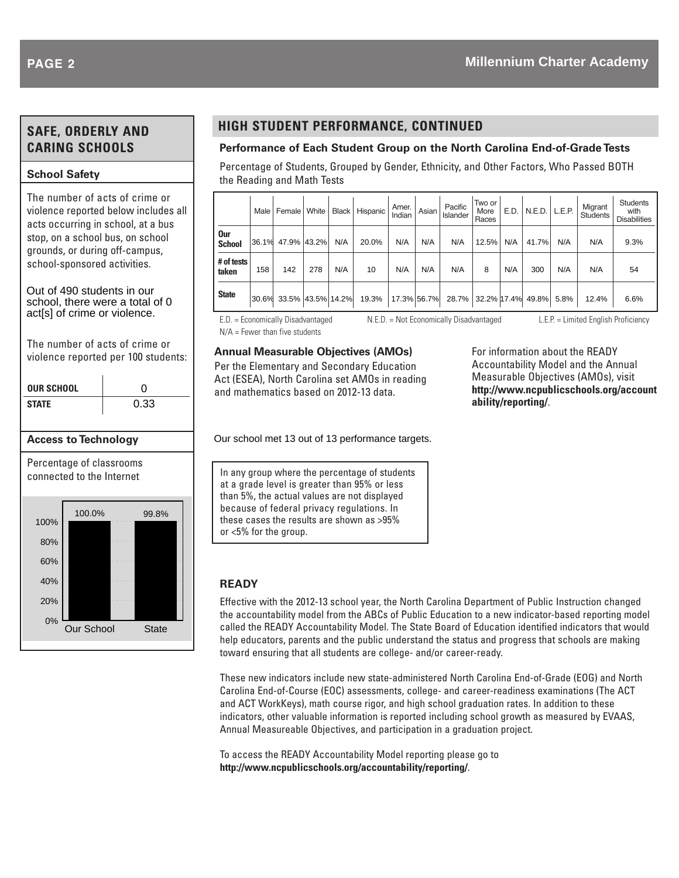## SAFE, ORDERLY AND CARING SCHOOLS

### School Safety

The number of acts of crime or violence reported below includes all acts occurring in school, at a bus stop, on a school bus, on school grounds, or during off-campus, school-sponsored activities.

Out of 490 students in our school, there were a total of 0 act[s] of crime or violence.

The number of acts of crime or violence reported per 100 students:

| | |
|---|---|
| **OUR SCHOOL** | 0 |
| **STATE** | 0.33 |

### Access to Technology

Percentage of classrooms connected to the Internet

| | Our School | State |
|---|---|---|
| Percentage | 100.0% | 99.8% |

## HIGH STUDENT PERFORMANCE, CONTINUED

### Performance of Each Student Group on the North Carolina End-of-Grade Tests

Percentage of Students, Grouped by Gender, Ethnicity, and Other Factors, Who Passed BOTH the Reading and Math Tests

| | Male | Female | White | Black | Hispanic | Amer. Indian | Asian | Pacific Islander | Two or More Races | E.D. | N.E.D. | L.E.P. | Migrant Students | Students with Disabilities |
|---|---|---|---|---|---|---|---|---|---|---|---|---|---|---|
| **Our School** | 36.1% | 47.9% | 43.2% | N/A | 20.0% | N/A | N/A | N/A | 12.5% | N/A | 41.7% | N/A | N/A | 9.3% |
| **# of tests taken** | 158 | 142 | 278 | N/A | 10 | N/A | N/A | N/A | 8 | N/A | 300 | N/A | N/A | 54 |
| **State** | 30.6% | 33.5% | 43.5% | 14.2% | 19.3% | 17.3% | 56.7% | 28.7% | 32.2% | 17.4% | 49.8% | 5.8% | 12.4% | 6.6% |

E.D. = Economically Disadvantaged N.E.D. = Not Economically Disadvantaged L.E.P. = Limited English Proficiency
N/A = Fewer than five students

### Annual Measurable Objectives (AMOs)

Per the Elementary and Secondary Education Act (ESEA), North Carolina set AMOs in reading and mathematics based on 2012-13 data.

For information about the READY Accountability Model and the Annual Measurable Objectives (AMOs), visit **http://www.ncpublicschools.org/accountability/reporting/**.

Our school met 13 out of 13 performance targets.

In any group where the percentage of students at a grade level is greater than 95% or less than 5%, the actual values are not displayed because of federal privacy regulations. In these cases the results are shown as >95% or <5% for the group.

### READY

Effective with the 2012-13 school year, the North Carolina Department of Public Instruction changed the accountability model from the ABCs of Public Education to a new indicator-based reporting model called the READY Accountability Model. The State Board of Education identified indicators that would help educators, parents and the public understand the status and progress that schools are making toward ensuring that all students are college- and/or career-ready.

These new indicators include new state-administered North Carolina End-of-Grade (EOG) and North Carolina End-of-Course (EOC) assessments, college- and career-readiness examinations (The ACT and ACT WorkKeys), math course rigor, and high school graduation rates. In addition to these indicators, other valuable information is reported including school growth as measured by EVAAS, Annual Measureable Objectives, and participation in a graduation project.

To access the READY Accountability Model reporting please go to **http://www.ncpublicschools.org/accountability/reporting/**.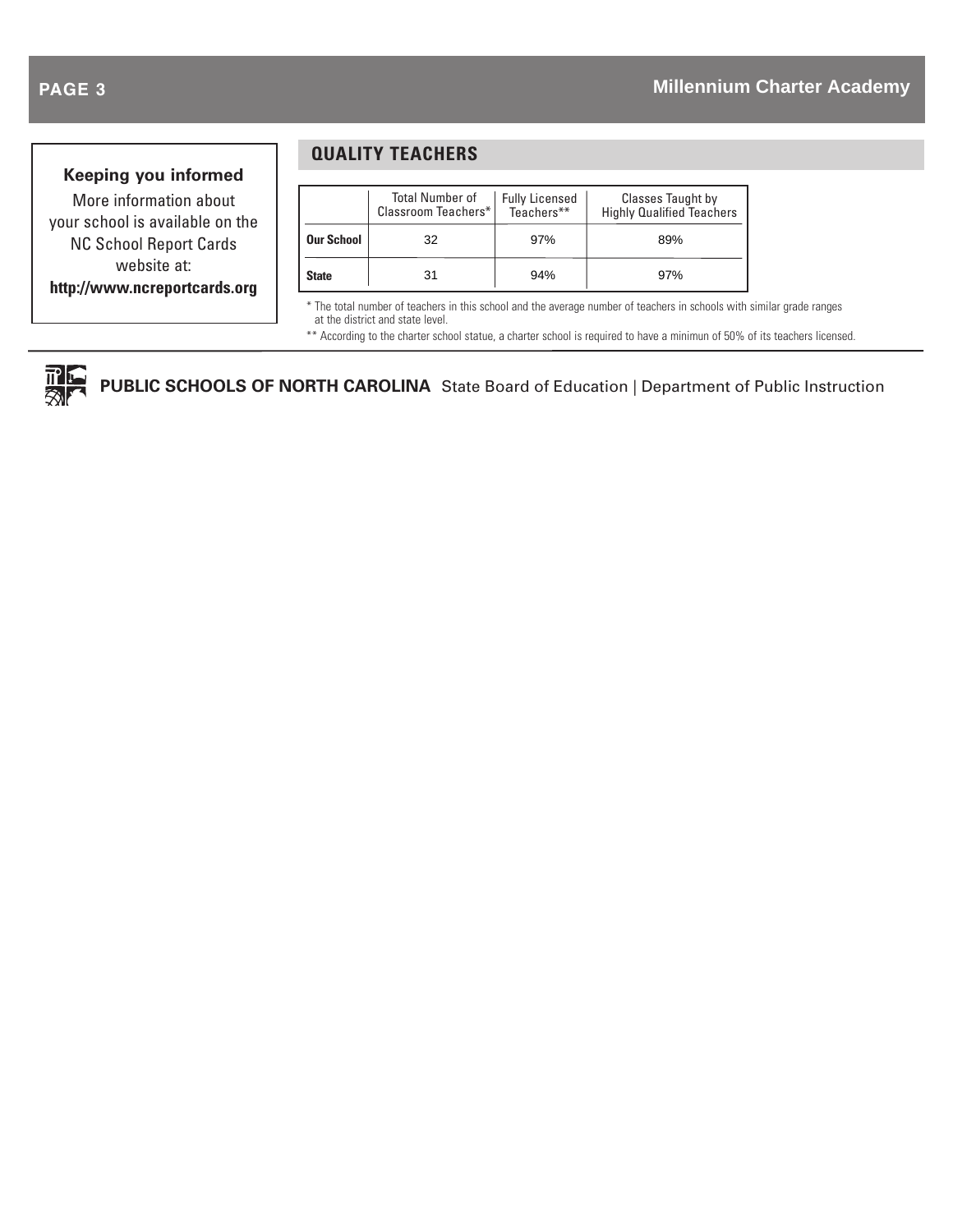### Keeping you informed

More information about your school is available on the NC School Report Cards website at:
**http://www.ncreportcards.org**

## QUALITY TEACHERS

| | Total Number of Classroom Teachers* | Fully Licensed Teachers** | Classes Taught by Highly Qualified Teachers |
|---|---|---|---|
| **Our School** | 32 | 97% | 89% |
| **State** | 31 | 94% | 97% |

* The total number of teachers in this school and the average number of teachers in schools with similar grade ranges at the district and state level.

** According to the charter school statue, a charter school is required to have a minimun of 50% of its teachers licensed.

**PUBLIC SCHOOLS OF NORTH CAROLINA** State Board of Education | Department of Public Instruction